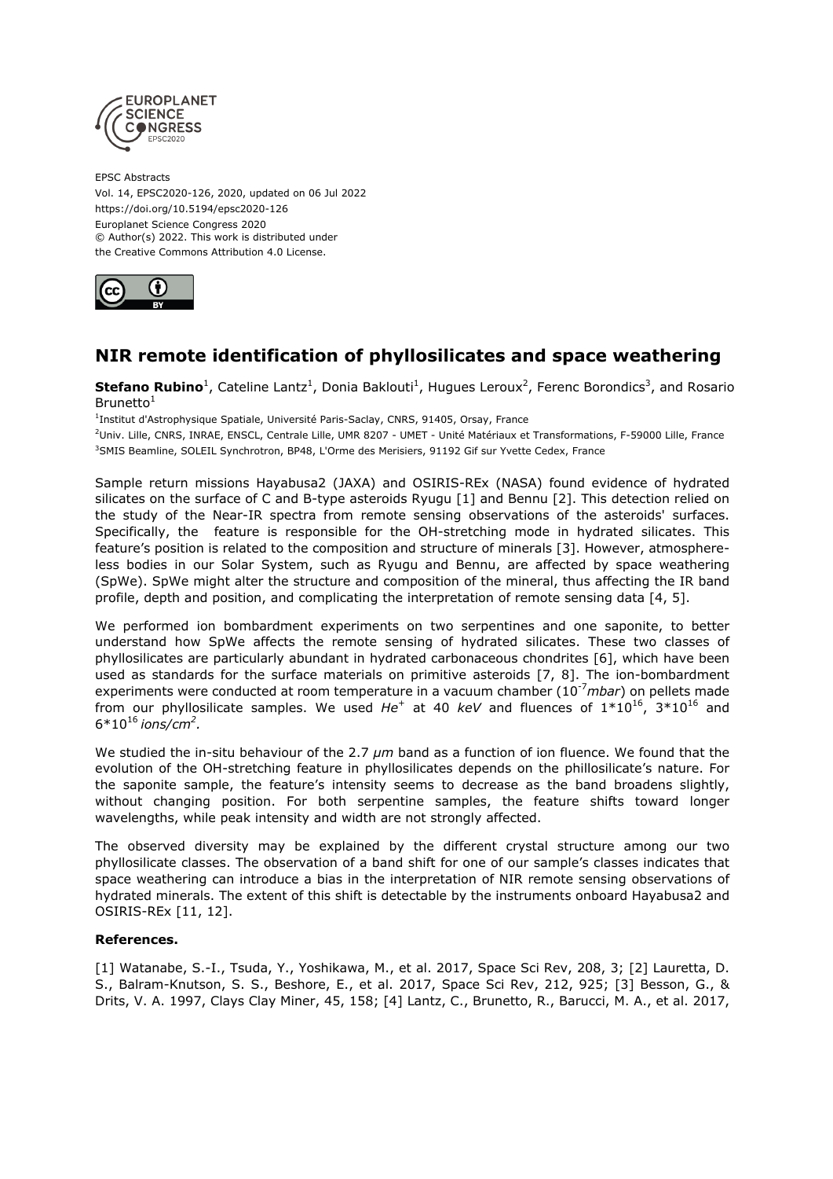EPSC Abstracts
Vol. 14, EPSC2020-126, 2020, updated on 06 Jul 2022
https://doi.org/10.5194/epsc2020-126
Europlanet Science Congress 2020
© Author(s) 2022. This work is distributed under
the Creative Commons Attribution 4.0 License.

# NIR remote identification of phyllosilicates and space weathering

**Stefano Rubino**[1], Cateline Lantz[1], Donia Baklouti[1], Hugues Leroux[2], Ferenc Borondics[3], and Rosario Brunetto[1]

[1]Institut d'Astrophysique Spatiale, Université Paris-Saclay, CNRS, 91405, Orsay, France
[2]Univ. Lille, CNRS, INRAE, ENSCL, Centrale Lille, UMR 8207 - UMET - Unité Matériaux et Transformations, F-59000 Lille, France
[3]SMIS Beamline, SOLEIL Synchrotron, BP48, L'Orme des Merisiers, 91192 Gif sur Yvette Cedex, France

Sample return missions Hayabusa2 (JAXA) and OSIRIS-REx (NASA) found evidence of hydrated silicates on the surface of C and B-type asteroids Ryugu [1] and Bennu [2]. This detection relied on the study of the Near-IR spectra from remote sensing observations of the asteroids' surfaces. Specifically, the feature is responsible for the OH-stretching mode in hydrated silicates. This feature's position is related to the composition and structure of minerals [3]. However, atmosphere-less bodies in our Solar System, such as Ryugu and Bennu, are affected by space weathering (SpWe). SpWe might alter the structure and composition of the mineral, thus affecting the IR band profile, depth and position, and complicating the interpretation of remote sensing data [4, 5].

We performed ion bombardment experiments on two serpentines and one saponite, to better understand how SpWe affects the remote sensing of hydrated silicates. These two classes of phyllosilicates are particularly abundant in hydrated carbonaceous chondrites [6], which have been used as standards for the surface materials on primitive asteroids [7, 8]. The ion-bombardment experiments were conducted at room temperature in a vacuum chamber ($10^{-7}$ *mbar*) on pellets made from our phyllosilicate samples. We used $He^{+}$ at 40 *keV* and fluences of $1*10^{16}$, $3*10^{16}$ and $6*10^{16}$ *ions/cm²*.

We studied the in-situ behaviour of the 2.7 *µm* band as a function of ion fluence. We found that the evolution of the OH-stretching feature in phyllosilicates depends on the phillosilicate's nature. For the saponite sample, the feature's intensity seems to decrease as the band broadens slightly, without changing position. For both serpentine samples, the feature shifts toward longer wavelengths, while peak intensity and width are not strongly affected.

The observed diversity may be explained by the different crystal structure among our two phyllosilicate classes. The observation of a band shift for one of our sample's classes indicates that space weathering can introduce a bias in the interpretation of NIR remote sensing observations of hydrated minerals. The extent of this shift is detectable by the instruments onboard Hayabusa2 and OSIRIS-REx [11, 12].

**References.**

[1] Watanabe, S.-I., Tsuda, Y., Yoshikawa, M., et al. 2017, Space Sci Rev, 208, 3; [2] Lauretta, D. S., Balram-Knutson, S. S., Beshore, E., et al. 2017, Space Sci Rev, 212, 925; [3] Besson, G., & Drits, V. A. 1997, Clays Clay Miner, 45, 158; [4] Lantz, C., Brunetto, R., Barucci, M. A., et al. 2017,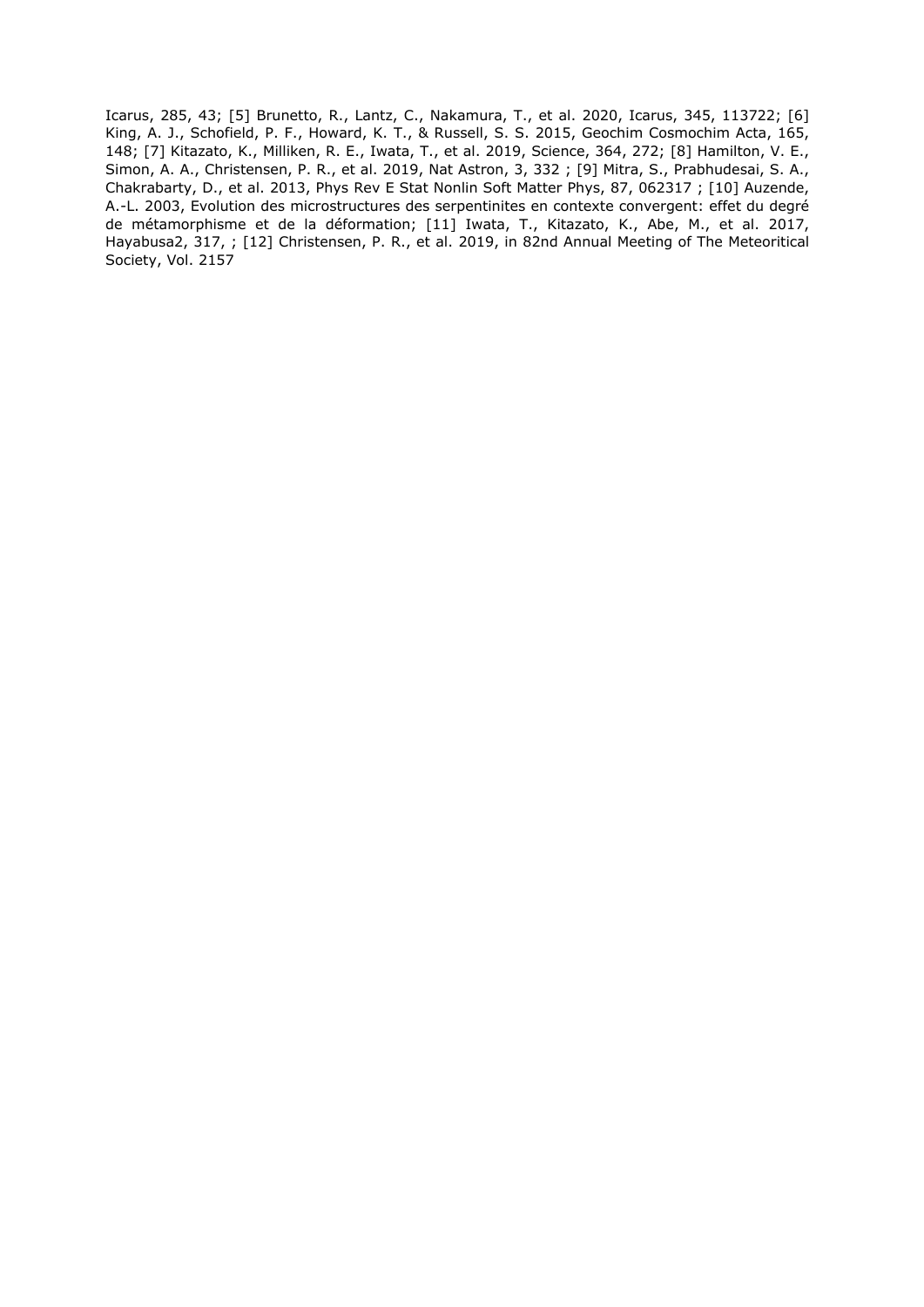Icarus, 285, 43; [5] Brunetto, R., Lantz, C., Nakamura, T., et al. 2020, Icarus, 345, 113722; [6] King, A. J., Schofield, P. F., Howard, K. T., & Russell, S. S. 2015, Geochim Cosmochim Acta, 165, 148; [7] Kitazato, K., Milliken, R. E., Iwata, T., et al. 2019, Science, 364, 272; [8] Hamilton, V. E., Simon, A. A., Christensen, P. R., et al. 2019, Nat Astron, 3, 332 ; [9] Mitra, S., Prabhudesai, S. A., Chakrabarty, D., et al. 2013, Phys Rev E Stat Nonlin Soft Matter Phys, 87, 062317 ; [10] Auzende, A.-L. 2003, Evolution des microstructures des serpentinites en contexte convergent: effet du degré de métamorphisme et de la déformation; [11] Iwata, T., Kitazato, K., Abe, M., et al. 2017, Hayabusa2, 317, ; [12] Christensen, P. R., et al. 2019, in 82nd Annual Meeting of The Meteoritical Society, Vol. 2157